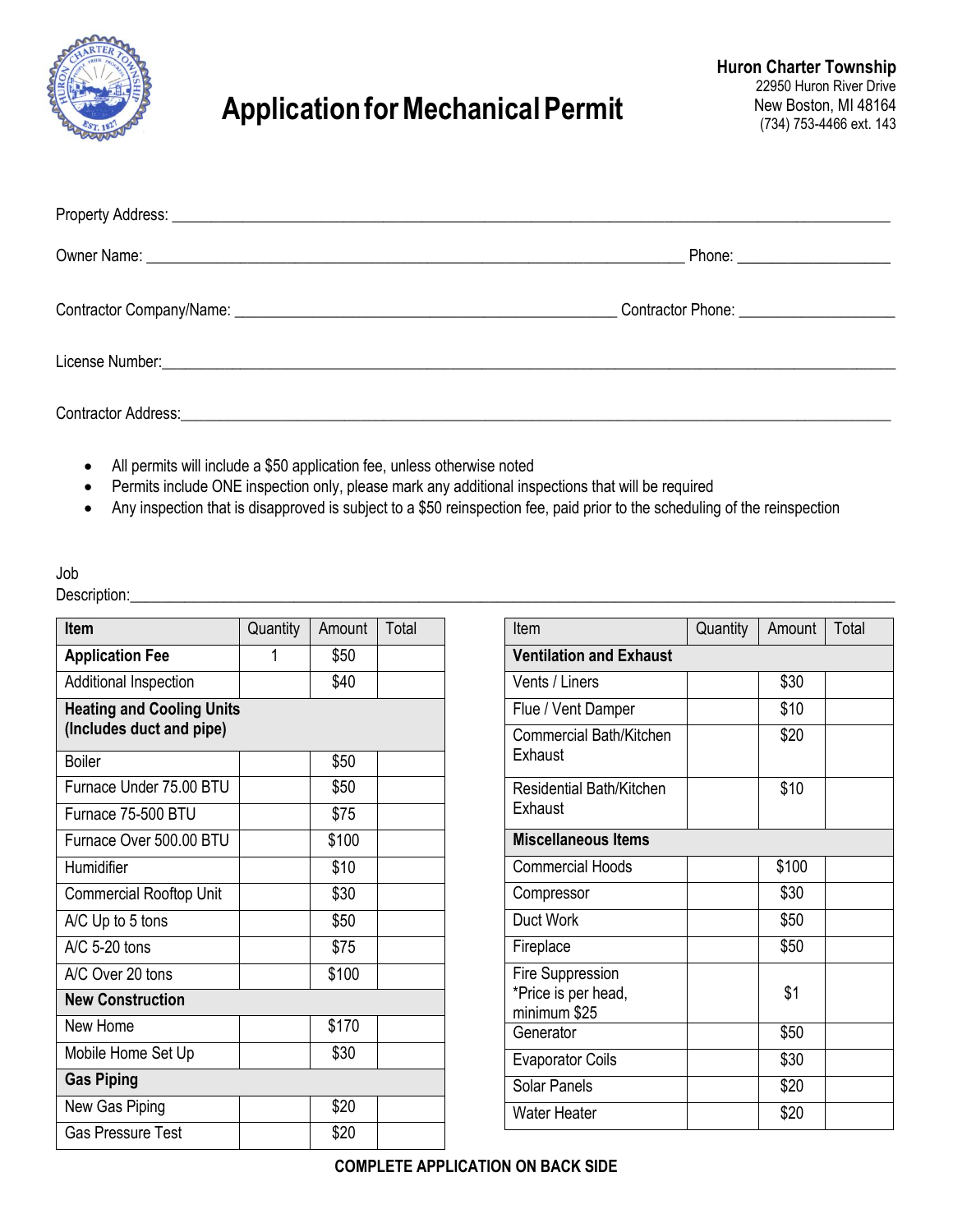# Application for Mechanical Permit

**Huron Charter Township**
22950 Huron River Drive
New Boston, MI 48164
(734) 753-4466 ext. 143

Property Address: ______________________________________________

Owner Name: ______________________________________________ Phone: ____________________

Contractor Company/Name: ______________________________________ Contractor Phone: ____________________

License Number: ______________________________________________

Contractor Address: ______________________________________________

- All permits will include a $50 application fee, unless otherwise noted
- Permits include ONE inspection only, please mark any additional inspections that will be required
- Any inspection that is disapproved is subject to a $50 reinspection fee, paid prior to the scheduling of the reinspection

Job Description: ______________________________________________

| Item | Quantity | Amount | Total |
|---|---|---|---|
| **Application Fee** | 1 | $50 | |
| Additional Inspection | | $40 | |
| **Heating and Cooling Units (Includes duct and pipe)** | | | |
| Boiler | | $50 | |
| Furnace Under 75.00 BTU | | $50 | |
| Furnace 75-500 BTU | | $75 | |
| Furnace Over 500.00 BTU | | $100 | |
| Humidifier | | $10 | |
| Commercial Rooftop Unit | | $30 | |
| A/C Up to 5 tons | | $50 | |
| A/C 5-20 tons | | $75 | |
| A/C Over 20 tons | | $100 | |
| **New Construction** | | | |
| New Home | | $170 | |
| Mobile Home Set Up | | $30 | |
| **Gas Piping** | | | |
| New Gas Piping | | $20 | |
| Gas Pressure Test | | $20 | |

| Item | Quantity | Amount | Total |
|---|---|---|---|
| **Ventilation and Exhaust** | | | |
| Vents / Liners | | $30 | |
| Flue / Vent Damper | | $10 | |
| Commercial Bath/Kitchen Exhaust | | $20 | |
| Residential Bath/Kitchen Exhaust | | $10 | |
| **Miscellaneous Items** | | | |
| Commercial Hoods | | $100 | |
| Compressor | | $30 | |
| Duct Work | | $50 | |
| Fireplace | | $50 | |
| Fire Suppression *Price is per head, minimum $25 | | $1 | |
| Generator | | $50 | |
| Evaporator Coils | | $30 | |
| Solar Panels | | $20 | |
| Water Heater | | $20 | |

**COMPLETE APPLICATION ON BACK SIDE**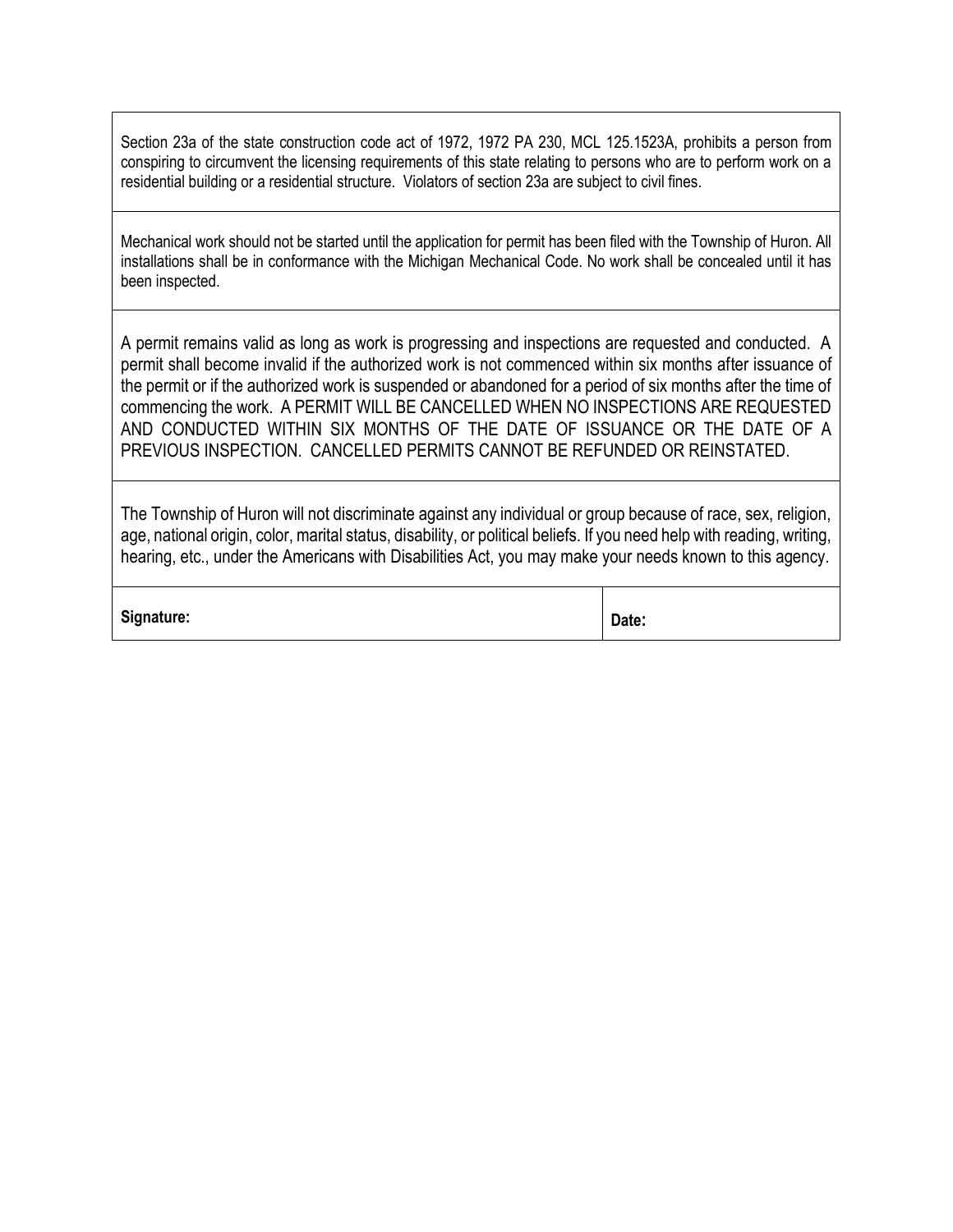Section 23a of the state construction code act of 1972, 1972 PA 230, MCL 125.1523A, prohibits a person from conspiring to circumvent the licensing requirements of this state relating to persons who are to perform work on a residential building or a residential structure. Violators of section 23a are subject to civil fines.

Mechanical work should not be started until the application for permit has been filed with the Township of Huron. All installations shall be in conformance with the Michigan Mechanical Code. No work shall be concealed until it has been inspected.

A permit remains valid as long as work is progressing and inspections are requested and conducted. A permit shall become invalid if the authorized work is not commenced within six months after issuance of the permit or if the authorized work is suspended or abandoned for a period of six months after the time of commencing the work. A PERMIT WILL BE CANCELLED WHEN NO INSPECTIONS ARE REQUESTED AND CONDUCTED WITHIN SIX MONTHS OF THE DATE OF ISSUANCE OR THE DATE OF A PREVIOUS INSPECTION. CANCELLED PERMITS CANNOT BE REFUNDED OR REINSTATED.

The Township of Huron will not discriminate against any individual or group because of race, sex, religion, age, national origin, color, marital status, disability, or political beliefs. If you need help with reading, writing, hearing, etc., under the Americans with Disabilities Act, you may make your needs known to this agency.

| | |
|---|---|
| **Signature:** | **Date:** |